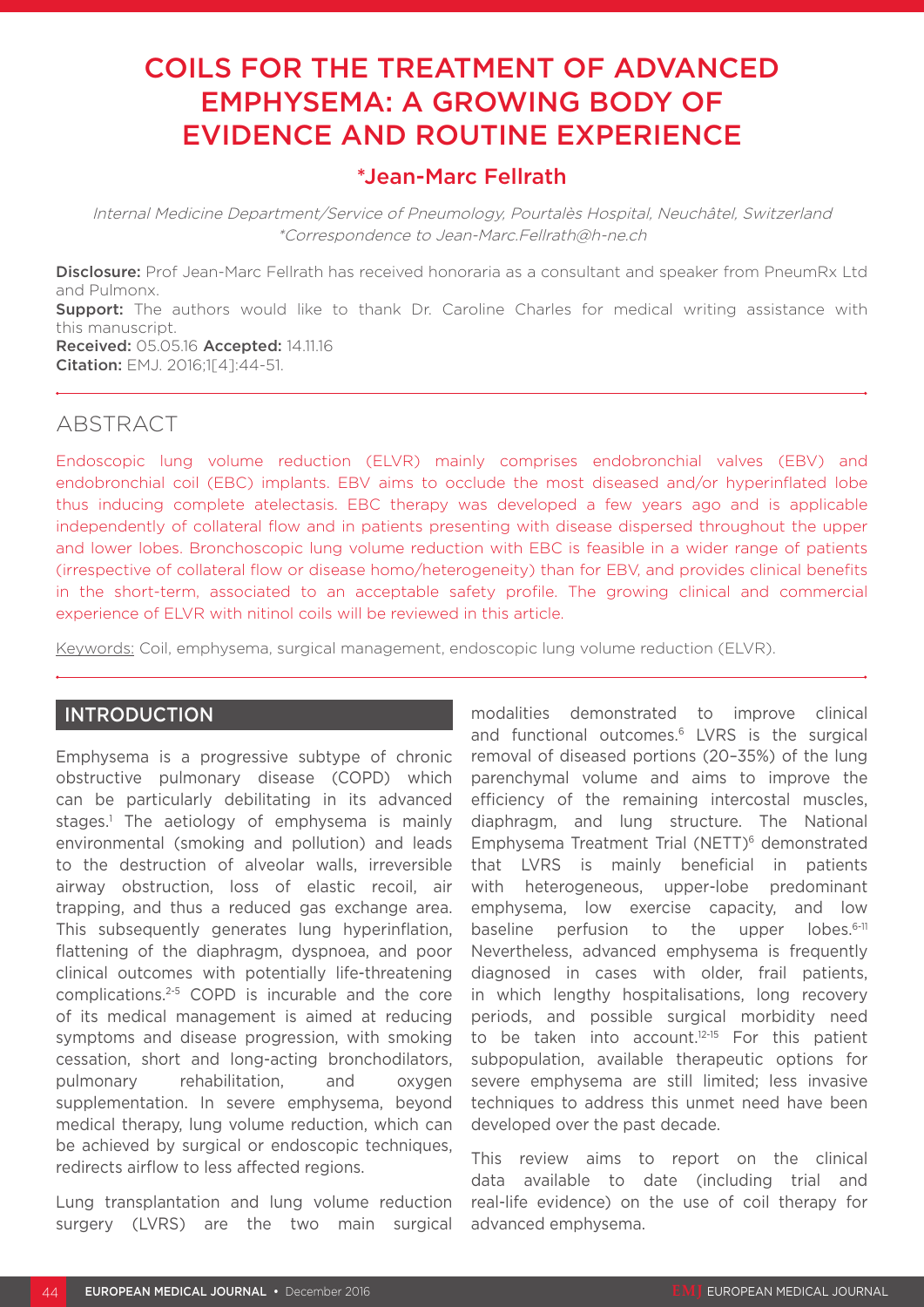# COILS FOR THE TREATMENT OF ADVANCED EMPHYSEMA: A GROWING BODY OF EVIDENCE AND ROUTINE EXPERIENCE

## *Jean-Marc Fellrath

*Internal Medicine Department/Service of Pneumology, Pourtalès Hospital, Neuchâtel, Switzerland*
*\*Correspondence to Jean-Marc.Fellrath@h-ne.ch*

**Disclosure:** Prof Jean-Marc Fellrath has received honoraria as a consultant and speaker from PneumRx Ltd and Pulmonx.
**Support:** The authors would like to thank Dr. Caroline Charles for medical writing assistance with this manuscript.
**Received:** 05.05.16 **Accepted:** 14.11.16
**Citation:** EMJ. 2016;1[4]:44-51.

## ABSTRACT

Endoscopic lung volume reduction (ELVR) mainly comprises endobronchial valves (EBV) and endobronchial coil (EBC) implants. EBV aims to occlude the most diseased and/or hyperinflated lobe thus inducing complete atelectasis. EBC therapy was developed a few years ago and is applicable independently of collateral flow and in patients presenting with disease dispersed throughout the upper and lower lobes. Bronchoscopic lung volume reduction with EBC is feasible in a wider range of patients (irrespective of collateral flow or disease homo/heterogeneity) than for EBV, and provides clinical benefits in the short-term, associated to an acceptable safety profile. The growing clinical and commercial experience of ELVR with nitinol coils will be reviewed in this article.

Keywords: Coil, emphysema, surgical management, endoscopic lung volume reduction (ELVR).

## INTRODUCTION

Emphysema is a progressive subtype of chronic obstructive pulmonary disease (COPD) which can be particularly debilitating in its advanced stages.[1] The aetiology of emphysema is mainly environmental (smoking and pollution) and leads to the destruction of alveolar walls, irreversible airway obstruction, loss of elastic recoil, air trapping, and thus a reduced gas exchange area. This subsequently generates lung hyperinflation, flattening of the diaphragm, dyspnoea, and poor clinical outcomes with potentially life-threatening complications.[2-5] COPD is incurable and the core of its medical management is aimed at reducing symptoms and disease progression, with smoking cessation, short and long-acting bronchodilators, pulmonary rehabilitation, and oxygen supplementation. In severe emphysema, beyond medical therapy, lung volume reduction, which can be achieved by surgical or endoscopic techniques, redirects airflow to less affected regions.

Lung transplantation and lung volume reduction surgery (LVRS) are the two main surgical modalities demonstrated to improve clinical and functional outcomes.[6] LVRS is the surgical removal of diseased portions (20–35%) of the lung parenchymal volume and aims to improve the efficiency of the remaining intercostal muscles, diaphragm, and lung structure. The National Emphysema Treatment Trial (NETT)[6] demonstrated that LVRS is mainly beneficial in patients with heterogeneous, upper-lobe predominant emphysema, low exercise capacity, and low baseline perfusion to the upper lobes.[6-11] Nevertheless, advanced emphysema is frequently diagnosed in cases with older, frail patients, in which lengthy hospitalisations, long recovery periods, and possible surgical morbidity need to be taken into account.[12-15] For this patient subpopulation, available therapeutic options for severe emphysema are still limited; less invasive techniques to address this unmet need have been developed over the past decade.

This review aims to report on the clinical data available to date (including trial and real-life evidence) on the use of coil therapy for advanced emphysema.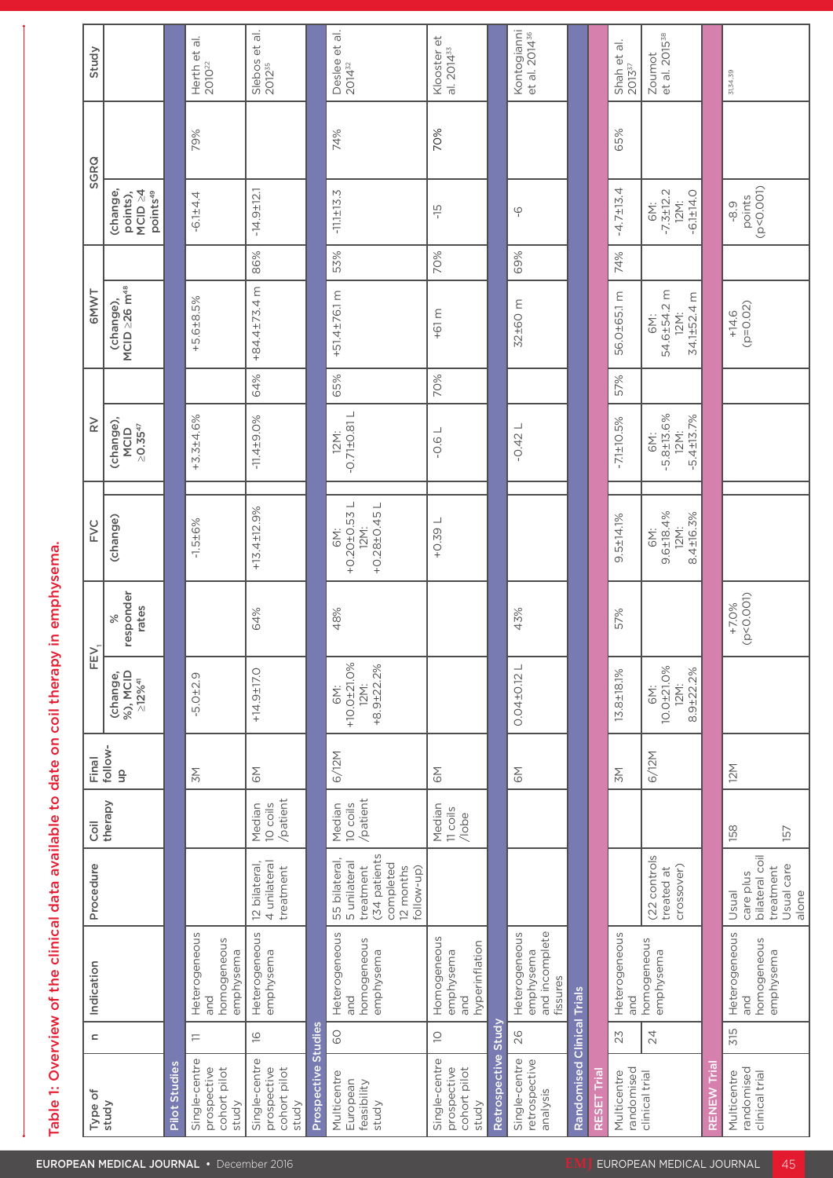Table 1: Overview of the clinical data available to date on coil therapy in emphysema.

| Type of study | n | Indication | Procedure | Coil therapy | Final follow-up | FEV$_1$ (change, %), MCID ≥12%[41] | FEV$_1$ % responder rates | FVC (change) | RV (change), MCID ≥0.35[47] | RV % | 6MWT (change), MCID ≥26 m[48] | 6MWT % | SGRQ (change, points), MCID ≥4 points[49] | SGRQ % | Study |
|---|---|---|---|---|---|---|---|---|---|---|---|---|---|---|---|
| **Pilot Studies** | | | | | | | | | | | | | | | |
| Single-centre prospective cohort pilot study | 11 | Heterogeneous and homogeneous emphysema | | | 3M | -5.0±2.9 | | -1.5±6% | +3.3±4.6% | | +5.6±8.5% | | -6.1±4.4 | 79% | Herth et al. 2010[22] |
| Single-centre prospective cohort pilot study | 16 | Heterogeneous emphysema | 12 bilateral, 4 unilateral treatment | Median 10 coils /patient | 6M | +14.9±17.0 | 64% | +13.4±12.9% | -11.4±9.0% | 64% | +84.4±73.4 m | 86% | -14.9±12.1 | | Slebos et al. 2012[35] |
| **Prospective Studies** | | | | | | | | | | | | | | | |
| Multicentre European feasibility study | 60 | Heterogeneous and homogeneous emphysema | 55 bilateral, 5 unilateral treatment (34 patients completed 12 months follow-up) | Median 10 coils /patient | 6/12M | 6M: +10.0±21.0% 12M: +8.9±22.2% | 48% | 6M: +0.20±0.53 L 12M: +0.28±0.45 L | 12M: -0.71±0.81 L | 65% | +51.4±76.1 m | 53% | -11.1±13.3 | 74% | Deslee et al. 2014[32] |
| Single-centre prospective cohort pilot study | 10 | Homogeneous emphysema and hyperinflation | | Median 11 coils /lobe | 6M | | | +0.39 L | -0.6 L | 70% | +61 m | 70% | -15 | 70% | Klooster et al. 2014[33] |
| **Retrospective Study** | | | | | | | | | | | | | | | |
| Single-centre retrospective analysis | 26 | Heterogeneous emphysema and incomplete fissures | | | 6M | 0.04±0.12 L | 43% | | -0.42 L | | 32±60 m | 69% | -6 | | Kontogianni et al. 2014[36] |
| **Randomised Clinical Trials** | | | | | | | | | | | | | | | |
| **RESET Trial** | | | | | | | | | | | | | | | |
| Multicentre randomised clinical trial | 23 | Heterogeneous and homogeneous emphysema | | | 3M | 13.8±18.1% | 57% | 9.5±14.1% | -7.1±10.5% | 57% | 56.0±65.1 m | 74% | -4.7±13.4 | 65% | Shah et al. 2013[37] |
| | 24 | | (22 controls treated at crossover) | | 6/12M | 6M: 10.0±21.0% 12M: 8.9±22.2% | | 6M: 9.6±18.4% 12M: 8.4±16.3% | 6M: -5.8±13.6% 12M: -5.4±13.7% | | 6M: 54.6±54.2 m 12M: 34.1±52.4 m | | 6M: -7.3±12.2 12M: -6.1±14.0 | | Zoumot et al. 2015[38] |
| **RENEW Trial** | | | | | | | | | | | | | | | |
| Multicentre randomised clinical trial | 315 | Heterogeneous and homogeneous emphysema | Usual care plus bilateral coil treatment / Usual care alone | 158 / 157 | 12M | | +7.0% (p<0.001) | | | | +14.6 (p=0.02) | | -8.9 points (p<0.001) | | [31,34,39] |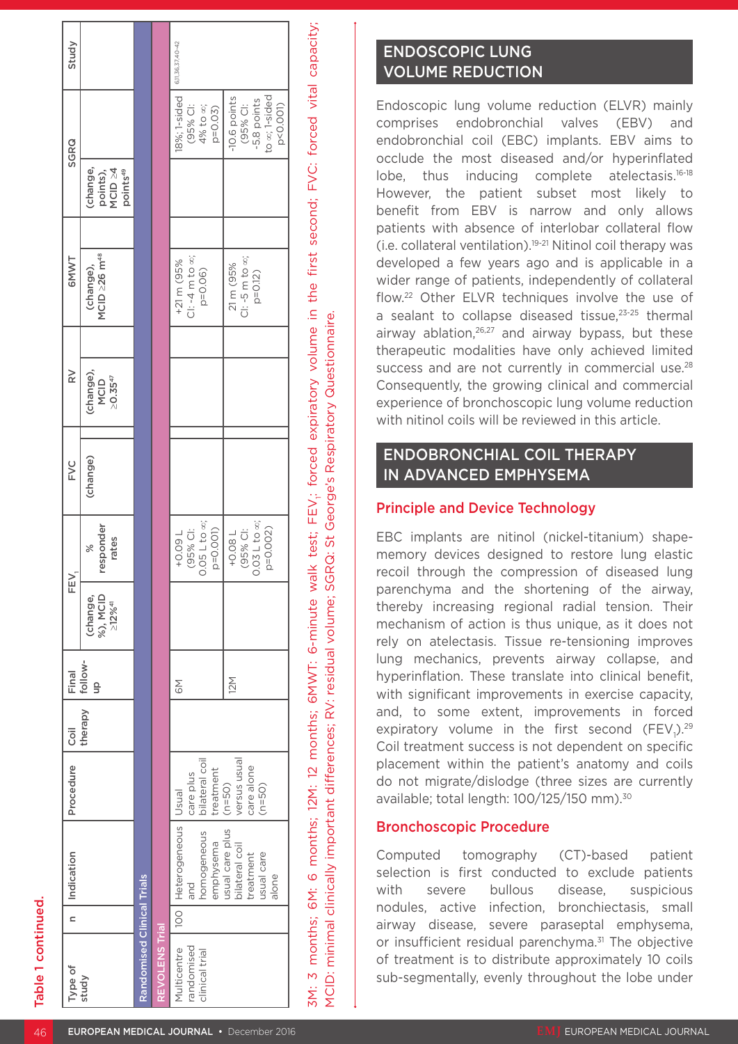**Table 1 continued.**

| Type of study | n | Indication | Procedure | Coil therapy | Final follow-up | FEV$_1$ (change, %), MCID ≥12%[41] | FEV$_1$ % responder rates | FVC (change) | RV (change), MCID ≥0.35[47] | 6MWT (change), MCID ≥26 m[48] | SGRQ (change, points), MCID ≥4 points[49] | Study |
|---|---|---|---|---|---|---|---|---|---|---|---|---|
| **Randomised Clinical Trials** | | | | | | | | | | | | |
| **REVOLENS Trial** | | | | | | | | | | | | |
| Multicentre randomised clinical trial | 100 | Heterogeneous and homogeneous emphysema usual care plus bilateral coil treatment usual care alone | Usual care plus bilateral coil treatment (n=50) versus usual care alone (n=50) | | 6M | | +0.09 L (95% CI: 0.05 L to ∞; p=0.001) | | | +21 m (95% CI: -4 m to ∞; p=0.06) | 18%; 1-sided (95% CI: 4% to ∞; p=0.03) | 6,11,36,37,40-42 |
| | | | | | 12M | | +0.08 L (95% CI: 0.03 L to ∞; p=0.002) | | | 21 m (95% CI: -5 m to ∞; p=0.12) | -10.6 points (95% CI: -5.8 points to ∞; 1-sided p<0.001) | |

3M: 3 months; 6M: 6 months; 12M: 12 months; 6MWT: 6-minute walk test; FEV$_1$: forced expiratory volume in the first second; FVC: forced vital capacity; MCID: minimal clinically important differences; RV: residual volume; SGRQ: St George's Respiratory Questionnaire.

## ENDOSCOPIC LUNG VOLUME REDUCTION

Endoscopic lung volume reduction (ELVR) mainly comprises endobronchial valves (EBV) and endobronchial coil (EBC) implants. EBV aims to occlude the most diseased and/or hyperinflated lobe, thus inducing complete atelectasis.[16-18] However, the patient subset most likely to benefit from EBV is narrow and only allows patients with absence of interlobar collateral flow (i.e. collateral ventilation).[19-21] Nitinol coil therapy was developed a few years ago and is applicable in a wider range of patients, independently of collateral flow.[22] Other ELVR techniques involve the use of a sealant to collapse diseased tissue,[23-25] thermal airway ablation,[26,27] and airway bypass, but these therapeutic modalities have only achieved limited success and are not currently in commercial use.[28] Consequently, the growing clinical and commercial experience of bronchoscopic lung volume reduction with nitinol coils will be reviewed in this article.

## ENDOBRONCHIAL COIL THERAPY IN ADVANCED EMPHYSEMA

### Principle and Device Technology

EBC implants are nitinol (nickel-titanium) shape-memory devices designed to restore lung elastic recoil through the compression of diseased lung parenchyma and the shortening of the airway, thereby increasing regional radial tension. Their mechanism of action is thus unique, as it does not rely on atelectasis. Tissue re-tensioning improves lung mechanics, prevents airway collapse, and hyperinflation. These translate into clinical benefit, with significant improvements in exercise capacity, and, to some extent, improvements in forced expiratory volume in the first second (FEV$_1$).[29] Coil treatment success is not dependent on specific placement within the patient's anatomy and coils do not migrate/dislodge (three sizes are currently available; total length: 100/125/150 mm).[30]

### Bronchoscopic Procedure

Computed tomography (CT)-based patient selection is first conducted to exclude patients with severe bullous disease, suspicious nodules, active infection, bronchiectasis, small airway disease, severe paraseptal emphysema, or insufficient residual parenchyma.[31] The objective of treatment is to distribute approximately 10 coils sub-segmentally, evenly throughout the lobe under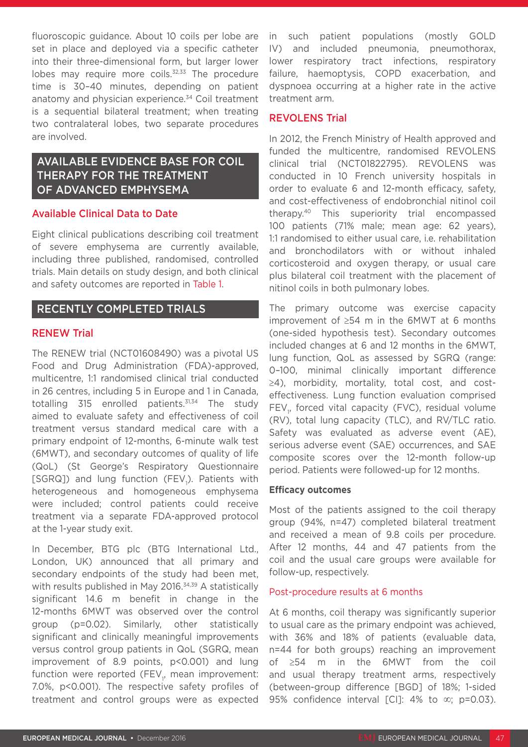fluoroscopic guidance. About 10 coils per lobe are set in place and deployed via a specific catheter into their three-dimensional form, but larger lower lobes may require more coils.[32,33] The procedure time is 30–40 minutes, depending on patient anatomy and physician experience.[34] Coil treatment is a sequential bilateral treatment; when treating two contralateral lobes, two separate procedures are involved.

## AVAILABLE EVIDENCE BASE FOR COIL THERAPY FOR THE TREATMENT OF ADVANCED EMPHYSEMA

### Available Clinical Data to Date

Eight clinical publications describing coil treatment of severe emphysema are currently available, including three published, randomised, controlled trials. Main details on study design, and both clinical and safety outcomes are reported in Table 1.

## RECENTLY COMPLETED TRIALS

### RENEW Trial

The RENEW trial (NCT01608490) was a pivotal US Food and Drug Administration (FDA)-approved, multicentre, 1:1 randomised clinical trial conducted in 26 centres, including 5 in Europe and 1 in Canada, totalling 315 enrolled patients.[31,34] The study aimed to evaluate safety and effectiveness of coil treatment versus standard medical care with a primary endpoint of 12-months, 6-minute walk test (6MWT), and secondary outcomes of quality of life (QoL) (St George's Respiratory Questionnaire [SGRQ]) and lung function ($FEV_1$). Patients with heterogeneous and homogeneous emphysema were included; control patients could receive treatment via a separate FDA-approved protocol at the 1-year study exit.

In December, BTG plc (BTG International Ltd., London, UK) announced that all primary and secondary endpoints of the study had been met, with results published in May 2016.[34,39] A statistically significant 14.6 m benefit in change in the 12-months 6MWT was observed over the control group (p=0.02). Similarly, other statistically significant and clinically meaningful improvements versus control group patients in QoL (SGRQ, mean improvement of 8.9 points, p<0.001) and lung function ($FEV_1$, mean improvement: 7.0%, p<0.001). The respective safety profiles of treatment and control groups were as expected in such patient populations (mostly GOLD IV) and included pneumonia, pneumothorax, lower respiratory tract infections, respiratory failure, haemoptysis, COPD exacerbation, and dyspnoea occurring at a higher rate in the active treatment arm.

### REVOLENS Trial

In 2012, the French Ministry of Health approved and funded the multicentre, randomised REVOLENS clinical trial (NCT01822795). REVOLENS was conducted in 10 French university hospitals in order to evaluate 6 and 12-month efficacy, safety, and cost-effectiveness of endobronchial nitinol coil therapy.[40] This superiority trial encompassed 100 patients (71% male; mean age: 62 years), 1:1 randomised to either usual care, i.e. rehabilitation and bronchodilators with or without inhaled corticosteroid and oxygen therapy, or usual care plus bilateral coil treatment with the placement of nitinol coils in both pulmonary lobes.

The primary outcome was exercise capacity improvement of ≥54 m in the 6MWT at 6 months (one-sided hypothesis test). Secondary outcomes included changes at 6 and 12 months in the 6MWT, lung function, QoL as assessed by SGRQ (range: 0–100, minimal clinically important difference ≥4), morbidity, mortality, total cost, and cost-effectiveness. Lung function evaluation comprised $FEV_1$, forced vital capacity (FVC), residual volume (RV), total lung capacity (TLC), and RV/TLC ratio. Safety was evaluated as adverse event (AE), serious adverse event (SAE) occurrences, and SAE composite scores over the 12-month follow-up period. Patients were followed-up for 12 months.

#### Efficacy outcomes

Most of the patients assigned to the coil therapy group (94%, n=47) completed bilateral treatment and received a mean of 9.8 coils per procedure. After 12 months, 44 and 47 patients from the coil and the usual care groups were available for follow-up, respectively.

##### Post-procedure results at 6 months

At 6 months, coil therapy was significantly superior to usual care as the primary endpoint was achieved, with 36% and 18% of patients (evaluable data, n=44 for both groups) reaching an improvement of ≥54 m in the 6MWT from the coil and usual therapy treatment arms, respectively (between-group difference [BGD] of 18%; 1-sided 95% confidence interval [CI]: 4% to ∞; p=0.03).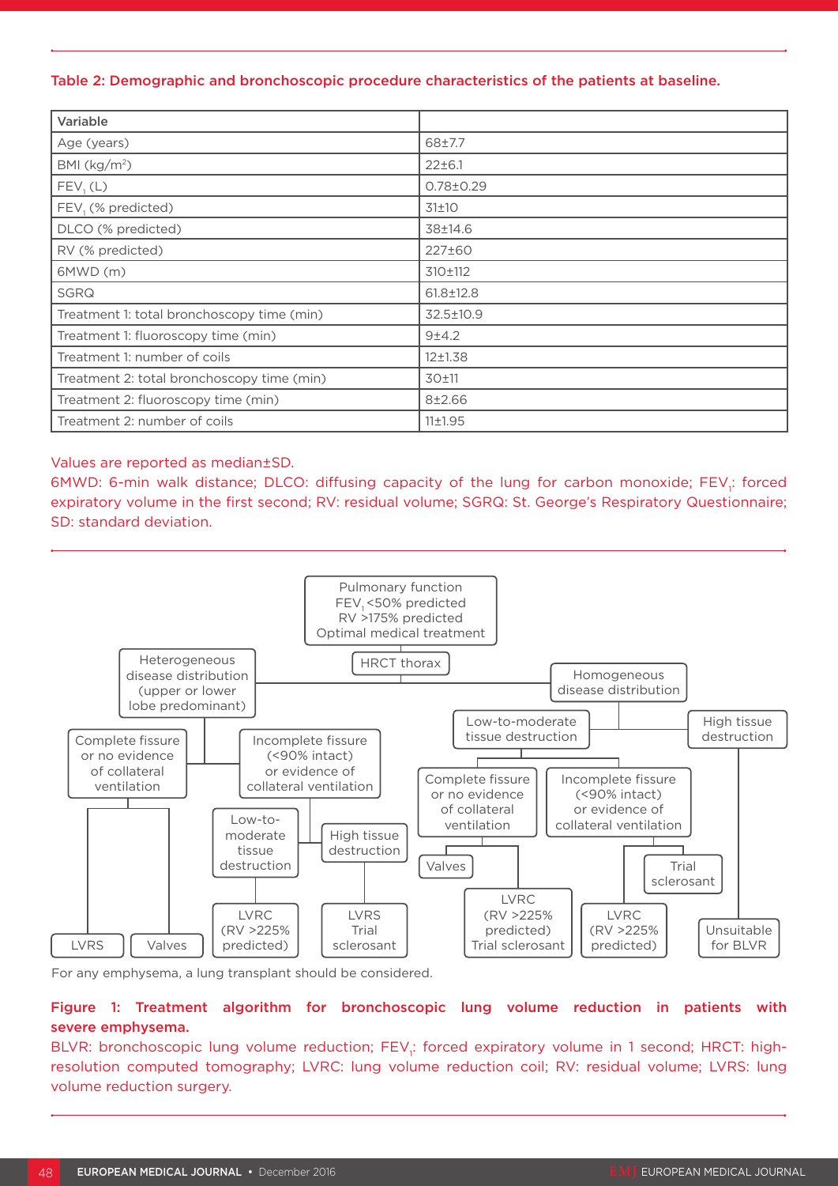**Table 2: Demographic and bronchoscopic procedure characteristics of the patients at baseline.**

| Variable | |
|---|---|
| Age (years) | 68±7.7 |
| BMI (kg/m$^2$) | 22±6.1 |
| $FEV_1$ (L) | 0.78±0.29 |
| $FEV_1$ (% predicted) | 31±10 |
| DLCO (% predicted) | 38±14.6 |
| RV (% predicted) | 227±60 |
| 6MWD (m) | 310±112 |
| SGRQ | 61.8±12.8 |
| Treatment 1: total bronchoscopy time (min) | 32.5±10.9 |
| Treatment 1: fluoroscopy time (min) | 9±4.2 |
| Treatment 1: number of coils | 12±1.38 |
| Treatment 2: total bronchoscopy time (min) | 30±11 |
| Treatment 2: fluoroscopy time (min) | 8±2.66 |
| Treatment 2: number of coils | 11±1.95 |

Values are reported as median±SD.
6MWD: 6-min walk distance; DLCO: diffusing capacity of the lung for carbon monoxide; $FEV_1$: forced expiratory volume in the first second; RV: residual volume; SGRQ: St. George's Respiratory Questionnaire; SD: standard deviation.

- Pulmonary function: $FEV_1$ <50% predicted; RV >175% predicted; Optimal medical treatment
- HRCT thorax
  - Heterogeneous disease distribution (upper or lower lobe predominant)
    - Complete fissure or no evidence of collateral ventilation → LVRS; Valves
    - Incomplete fissure (<90% intact) or evidence of collateral ventilation
      - Low-to-moderate tissue destruction → LVRC (RV >225% predicted)
      - High tissue destruction → LVRS; Trial sclerosant
  - Homogeneous disease distribution
    - Low-to-moderate tissue destruction
      - Complete fissure or no evidence of collateral ventilation → Valves; LVRC (RV >225% predicted); Trial sclerosant
      - Incomplete fissure (<90% intact) or evidence of collateral ventilation → LVRC (RV >225% predicted); Trial sclerosant
    - High tissue destruction → Unsuitable for BLVR

For any emphysema, a lung transplant should be considered.

**Figure 1: Treatment algorithm for bronchoscopic lung volume reduction in patients with severe emphysema.**
BLVR: bronchoscopic lung volume reduction; $FEV_1$: forced expiratory volume in 1 second; HRCT: high-resolution computed tomography; LVRC: lung volume reduction coil; RV: residual volume; LVRS: lung volume reduction surgery.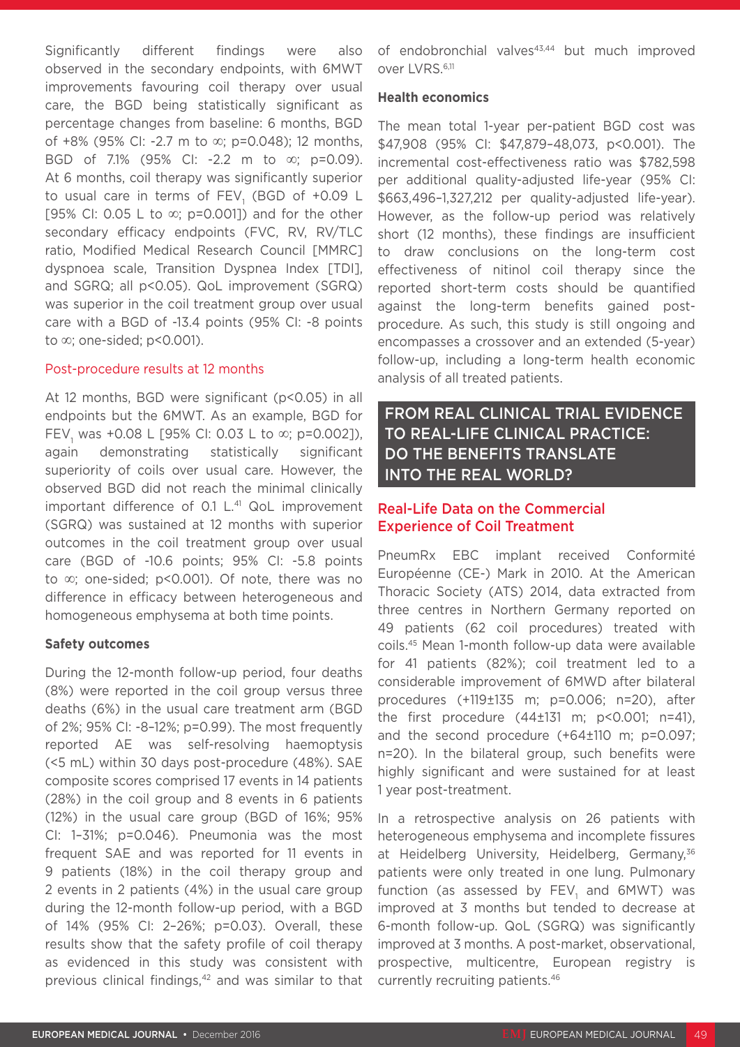Significantly different findings were also observed in the secondary endpoints, with 6MWT improvements favouring coil therapy over usual care, the BGD being statistically significant as percentage changes from baseline: 6 months, BGD of +8% (95% CI: -2.7 m to ∞; p=0.048); 12 months, BGD of 7.1% (95% CI: -2.2 m to ∞; p=0.09). At 6 months, coil therapy was significantly superior to usual care in terms of $FEV_1$ (BGD of +0.09 L [95% CI: 0.05 L to ∞; p=0.001]) and for the other secondary efficacy endpoints (FVC, RV, RV/TLC ratio, Modified Medical Research Council [MMRC] dyspnoea scale, Transition Dyspnea Index [TDI], and SGRQ; all p<0.05). QoL improvement (SGRQ) was superior in the coil treatment group over usual care with a BGD of -13.4 points (95% CI: -8 points to ∞; one-sided; p<0.001).

### Post-procedure results at 12 months

At 12 months, BGD were significant (p<0.05) in all endpoints but the 6MWT. As an example, BGD for $FEV_1$ was +0.08 L [95% CI: 0.03 L to ∞; p=0.002]), again demonstrating statistically significant superiority of coils over usual care. However, the observed BGD did not reach the minimal clinically important difference of 0.1 L.[41] QoL improvement (SGRQ) was sustained at 12 months with superior outcomes in the coil treatment group over usual care (BGD of -10.6 points; 95% CI: -5.8 points to ∞; one-sided; p<0.001). Of note, there was no difference in efficacy between heterogeneous and homogeneous emphysema at both time points.

### Safety outcomes

During the 12-month follow-up period, four deaths (8%) were reported in the coil group versus three deaths (6%) in the usual care treatment arm (BGD of 2%; 95% CI: -8–12%; p=0.99). The most frequently reported AE was self-resolving haemoptysis (<5 mL) within 30 days post-procedure (48%). SAE composite scores comprised 17 events in 14 patients (28%) in the coil group and 8 events in 6 patients (12%) in the usual care group (BGD of 16%; 95% CI: 1–31%; p=0.046). Pneumonia was the most frequent SAE and was reported for 11 events in 9 patients (18%) in the coil therapy group and 2 events in 2 patients (4%) in the usual care group during the 12-month follow-up period, with a BGD of 14% (95% CI: 2–26%; p=0.03). Overall, these results show that the safety profile of coil therapy as evidenced in this study was consistent with previous clinical findings,[42] and was similar to that of endobronchial valves[43,44] but much improved over LVRS.[6,11]

### Health economics

The mean total 1-year per-patient BGD cost was $47,908 (95% CI: $47,879–48,073, p<0.001). The incremental cost-effectiveness ratio was $782,598 per additional quality-adjusted life-year (95% CI: $663,496–1,327,212 per quality-adjusted life-year). However, as the follow-up period was relatively short (12 months), these findings are insufficient to draw conclusions on the long-term cost effectiveness of nitinol coil therapy since the reported short-term costs should be quantified against the long-term benefits gained post-procedure. As such, this study is still ongoing and encompasses a crossover and an extended (5-year) follow-up, including a long-term health economic analysis of all treated patients.

## FROM REAL CLINICAL TRIAL EVIDENCE TO REAL-LIFE CLINICAL PRACTICE: DO THE BENEFITS TRANSLATE INTO THE REAL WORLD?

### Real-Life Data on the Commercial Experience of Coil Treatment

PneumRx EBC implant received Conformité Européenne (CE-) Mark in 2010. At the American Thoracic Society (ATS) 2014, data extracted from three centres in Northern Germany reported on 49 patients (62 coil procedures) treated with coils.[45] Mean 1-month follow-up data were available for 41 patients (82%); coil treatment led to a considerable improvement of 6MWD after bilateral procedures (+119±135 m; p=0.006; n=20), after the first procedure (44±131 m; p<0.001; n=41), and the second procedure (+64±110 m; p=0.097; n=20). In the bilateral group, such benefits were highly significant and were sustained for at least 1 year post-treatment.

In a retrospective analysis on 26 patients with heterogeneous emphysema and incomplete fissures at Heidelberg University, Heidelberg, Germany,[36] patients were only treated in one lung. Pulmonary function (as assessed by $FEV_1$ and 6MWT) was improved at 3 months but tended to decrease at 6-month follow-up. QoL (SGRQ) was significantly improved at 3 months. A post-market, observational, prospective, multicentre, European registry is currently recruiting patients.[46]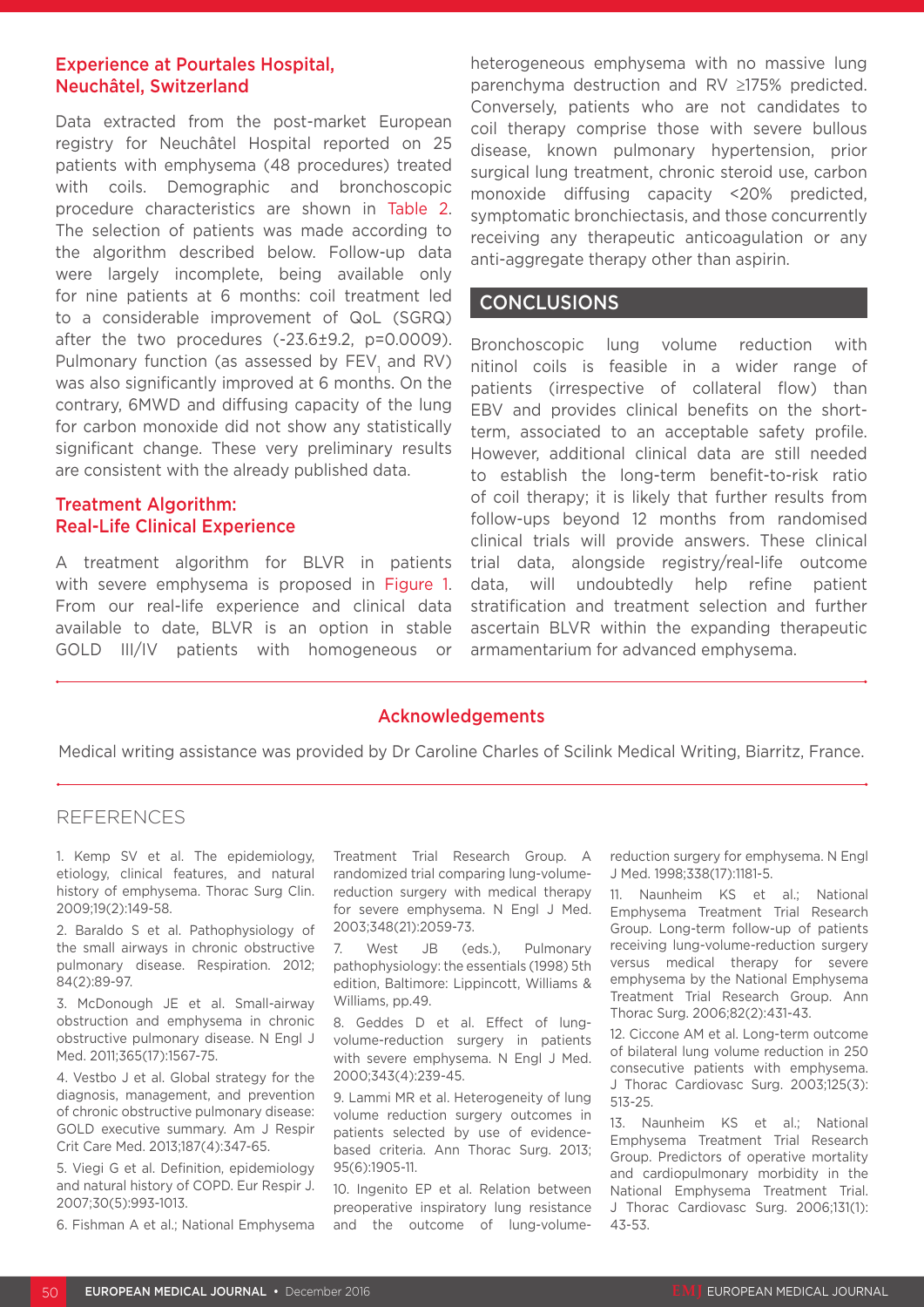### Experience at Pourtales Hospital, Neuchâtel, Switzerland

Data extracted from the post-market European registry for Neuchâtel Hospital reported on 25 patients with emphysema (48 procedures) treated with coils. Demographic and bronchoscopic procedure characteristics are shown in Table 2. The selection of patients was made according to the algorithm described below. Follow-up data were largely incomplete, being available only for nine patients at 6 months: coil treatment led to a considerable improvement of QoL (SGRQ) after the two procedures (-23.6±9.2, p=0.0009). Pulmonary function (as assessed by $FEV_1$ and RV) was also significantly improved at 6 months. On the contrary, 6MWD and diffusing capacity of the lung for carbon monoxide did not show any statistically significant change. These very preliminary results are consistent with the already published data.

### Treatment Algorithm: Real-Life Clinical Experience

A treatment algorithm for BLVR in patients with severe emphysema is proposed in Figure 1. From our real-life experience and clinical data available to date, BLVR is an option in stable GOLD III/IV patients with homogeneous or heterogeneous emphysema with no massive lung parenchyma destruction and RV ≥175% predicted. Conversely, patients who are not candidates to coil therapy comprise those with severe bullous disease, known pulmonary hypertension, prior surgical lung treatment, chronic steroid use, carbon monoxide diffusing capacity <20% predicted, symptomatic bronchiectasis, and those concurrently receiving any therapeutic anticoagulation or any anti-aggregate therapy other than aspirin.

## CONCLUSIONS

Bronchoscopic lung volume reduction with nitinol coils is feasible in a wider range of patients (irrespective of collateral flow) than EBV and provides clinical benefits on the short-term, associated to an acceptable safety profile. However, additional clinical data are still needed to establish the long-term benefit-to-risk ratio of coil therapy; it is likely that further results from follow-ups beyond 12 months from randomised clinical trials will provide answers. These clinical trial data, alongside registry/real-life outcome data, will undoubtedly help refine patient stratification and treatment selection and further ascertain BLVR within the expanding therapeutic armamentarium for advanced emphysema.

### Acknowledgements

Medical writing assistance was provided by Dr Caroline Charles of Scilink Medical Writing, Biarritz, France.

## REFERENCES

1. Kemp SV et al. The epidemiology, etiology, clinical features, and natural history of emphysema. Thorac Surg Clin. 2009;19(2):149-58.
2. Baraldo S et al. Pathophysiology of the small airways in chronic obstructive pulmonary disease. Respiration. 2012; 84(2):89-97.
3. McDonough JE et al. Small-airway obstruction and emphysema in chronic obstructive pulmonary disease. N Engl J Med. 2011;365(17):1567-75.
4. Vestbo J et al. Global strategy for the diagnosis, management, and prevention of chronic obstructive pulmonary disease: GOLD executive summary. Am J Respir Crit Care Med. 2013;187(4):347-65.
5. Viegi G et al. Definition, epidemiology and natural history of COPD. Eur Respir J. 2007;30(5):993-1013.
6. Fishman A et al.; National Emphysema Treatment Trial Research Group. A randomized trial comparing lung-volume-reduction surgery with medical therapy for severe emphysema. N Engl J Med. 2003;348(21):2059-73.
7. West JB (eds.), Pulmonary pathophysiology: the essentials (1998) 5th edition, Baltimore: Lippincott, Williams & Williams, pp.49.
8. Geddes D et al. Effect of lung-volume-reduction surgery in patients with severe emphysema. N Engl J Med. 2000;343(4):239-45.
9. Lammi MR et al. Heterogeneity of lung volume reduction surgery outcomes in patients selected by use of evidence-based criteria. Ann Thorac Surg. 2013; 95(6):1905-11.
10. Ingenito EP et al. Relation between preoperative inspiratory lung resistance and the outcome of lung-volume-reduction surgery for emphysema. N Engl J Med. 1998;338(17):1181-5.
11. Naunheim KS et al.; National Emphysema Treatment Trial Research Group. Long-term follow-up of patients receiving lung-volume-reduction surgery versus medical therapy for severe emphysema by the National Emphysema Treatment Trial Research Group. Ann Thorac Surg. 2006;82(2):431-43.
12. Ciccone AM et al. Long-term outcome of bilateral lung volume reduction in 250 consecutive patients with emphysema. J Thorac Cardiovasc Surg. 2003;125(3): 513-25.
13. Naunheim KS et al.; National Emphysema Treatment Trial Research Group. Predictors of operative mortality and cardiopulmonary morbidity in the National Emphysema Treatment Trial. J Thorac Cardiovasc Surg. 2006;131(1): 43-53.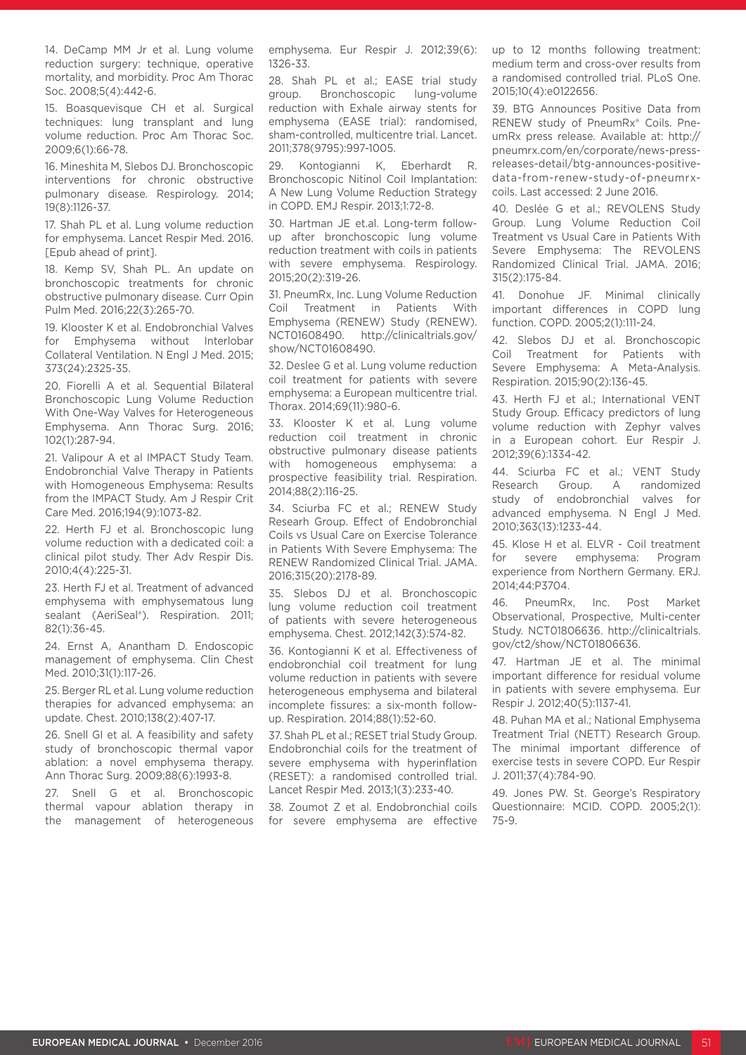14. DeCamp MM Jr et al. Lung volume reduction surgery: technique, operative mortality, and morbidity. Proc Am Thorac Soc. 2008;5(4):442-6.

15. Boasquevisque CH et al. Surgical techniques: lung transplant and lung volume reduction. Proc Am Thorac Soc. 2009;6(1):66-78.

16. Mineshita M, Slebos DJ. Bronchoscopic interventions for chronic obstructive pulmonary disease. Respirology. 2014; 19(8):1126-37.

17. Shah PL et al. Lung volume reduction for emphysema. Lancet Respir Med. 2016. [Epub ahead of print].

18. Kemp SV, Shah PL. An update on bronchoscopic treatments for chronic obstructive pulmonary disease. Curr Opin Pulm Med. 2016;22(3):265-70.

19. Klooster K et al. Endobronchial Valves for Emphysema without Interlobar Collateral Ventilation. N Engl J Med. 2015; 373(24):2325-35.

20. Fiorelli A et al. Sequential Bilateral Bronchoscopic Lung Volume Reduction With One-Way Valves for Heterogeneous Emphysema. Ann Thorac Surg. 2016; 102(1):287-94.

21. Valipour A et al IMPACT Study Team. Endobronchial Valve Therapy in Patients with Homogeneous Emphysema: Results from the IMPACT Study. Am J Respir Crit Care Med. 2016;194(9):1073-82.

22. Herth FJ et al. Bronchoscopic lung volume reduction with a dedicated coil: a clinical pilot study. Ther Adv Respir Dis. 2010;4(4):225-31.

23. Herth FJ et al. Treatment of advanced emphysema with emphysematous lung sealant (AeriSeal®). Respiration. 2011; 82(1):36-45.

24. Ernst A, Anantham D. Endoscopic management of emphysema. Clin Chest Med. 2010;31(1):117-26.

25. Berger RL et al. Lung volume reduction therapies for advanced emphysema: an update. Chest. 2010;138(2):407-17.

26. Snell GI et al. A feasibility and safety study of bronchoscopic thermal vapor ablation: a novel emphysema therapy. Ann Thorac Surg. 2009;88(6):1993-8.

27. Snell G et al. Bronchoscopic thermal vapour ablation therapy in the management of heterogeneous emphysema. Eur Respir J. 2012;39(6): 1326-33.

28. Shah PL et al.; EASE trial study group. Bronchoscopic lung-volume reduction with Exhale airway stents for emphysema (EASE trial): randomised, sham-controlled, multicentre trial. Lancet. 2011;378(9795):997-1005.

29. Kontogianni K, Eberhardt R. Bronchoscopic Nitinol Coil Implantation: A New Lung Volume Reduction Strategy in COPD. EMJ Respir. 2013;1:72-8.

30. Hartman JE et.al. Long-term follow-up after bronchoscopic lung volume reduction treatment with coils in patients with severe emphysema. Respirology. 2015;20(2):319-26.

31. PneumRx, Inc. Lung Volume Reduction Coil Treatment in Patients With Emphysema (RENEW) Study (RENEW). NCT01608490. http://clinicaltrials.gov/show/NCT01608490.

32. Deslee G et al. Lung volume reduction coil treatment for patients with severe emphysema: a European multicentre trial. Thorax. 2014;69(11):980-6.

33. Klooster K et al. Lung volume reduction coil treatment in chronic obstructive pulmonary disease patients with homogeneous emphysema: a prospective feasibility trial. Respiration. 2014;88(2):116-25.

34. Sciurba FC et al.; RENEW Study Researh Group. Effect of Endobronchial Coils vs Usual Care on Exercise Tolerance in Patients With Severe Emphysema: The RENEW Randomized Clinical Trial. JAMA. 2016;315(20):2178-89.

35. Slebos DJ et al. Bronchoscopic lung volume reduction coil treatment of patients with severe heterogeneous emphysema. Chest. 2012;142(3):574-82.

36. Kontogianni K et al. Effectiveness of endobronchial coil treatment for lung volume reduction in patients with severe heterogeneous emphysema and bilateral incomplete fissures: a six-month follow-up. Respiration. 2014;88(1):52-60.

37. Shah PL et al.; RESET trial Study Group. Endobronchial coils for the treatment of severe emphysema with hyperinflation (RESET): a randomised controlled trial. Lancet Respir Med. 2013;1(3):233-40.

38. Zoumot Z et al. Endobronchial coils for severe emphysema are effective up to 12 months following treatment: medium term and cross-over results from a randomised controlled trial. PLoS One. 2015;10(4):e0122656.

39. BTG Announces Positive Data from RENEW study of PneumRx® Coils. PneumRx press release. Available at: http://pneumrx.com/en/corporate/news-press-releases-detail/btg-announces-positive-data-from-renew-study-of-pneumrx-coils. Last accessed: 2 June 2016.

40. Deslée G et al.; REVOLENS Study Group. Lung Volume Reduction Coil Treatment vs Usual Care in Patients With Severe Emphysema: The REVOLENS Randomized Clinical Trial. JAMA. 2016; 315(2):175-84.

41. Donohue JF. Minimal clinically important differences in COPD lung function. COPD. 2005;2(1):111-24.

42. Slebos DJ et al. Bronchoscopic Coil Treatment for Patients with Severe Emphysema: A Meta-Analysis. Respiration. 2015;90(2):136-45.

43. Herth FJ et al.; International VENT Study Group. Efficacy predictors of lung volume reduction with Zephyr valves in a European cohort. Eur Respir J. 2012;39(6):1334-42.

44. Sciurba FC et al.; VENT Study Research Group. A randomized study of endobronchial valves for advanced emphysema. N Engl J Med. 2010;363(13):1233-44.

45. Klose H et al. ELVR - Coil treatment for severe emphysema: Program experience from Northern Germany. ERJ. 2014;44:P3704.

46. PneumRx, Inc. Post Market Observational, Prospective, Multi-center Study. NCT01806636. http://clinicaltrials.gov/ct2/show/NCT01806636.

47. Hartman JE et al. The minimal important difference for residual volume in patients with severe emphysema. Eur Respir J. 2012;40(5):1137-41.

48. Puhan MA et al.; National Emphysema Treatment Trial (NETT) Research Group. The minimal important difference of exercise tests in severe COPD. Eur Respir J. 2011;37(4):784-90.

49. Jones PW. St. George's Respiratory Questionnaire: MCID. COPD. 2005;2(1): 75-9.